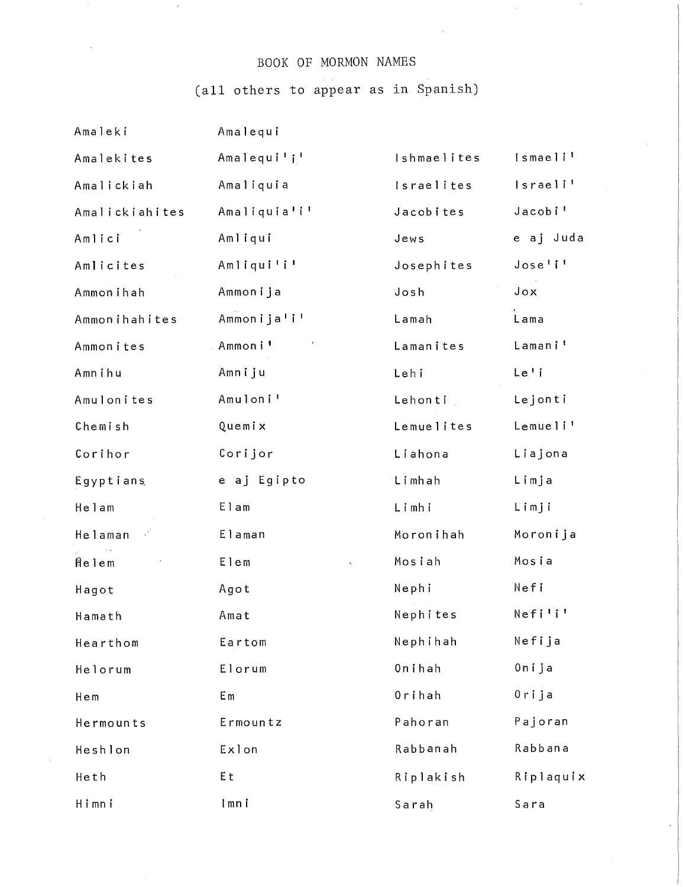# BOOK OF MORMON NAMES

(all others to appear as in Spanish)

| | | | |
|---|---|---|---|
| Amaleki | Amalequi | | |
| Amalekites | Amalequi'i' | Ishmaelites | Ismaeli' |
| Amalickiah | Amaliquia | Israelites | Israeli' |
| Amalickiahites | Amaliquia'i' | Jacobites | Jacobi' |
| Amlici | Amliqui | Jews | e aj Juda |
| Amlicites | Amliqui'i' | Josephites | Jose'i' |
| Ammonihah | Ammonija | Josh | Jox |
| Ammonihahites | Ammonija'i' | Lamah | Lama |
| Ammonites | Ammoni' | Lamanites | Lamani' |
| Amnihu | Amniju | Lehi | Le'i |
| Amulonites | Amuloni' | Lehonti | Lejonti |
| Chemish | Quemix | Lemuelites | Lemueli' |
| Corihor | Corijor | Liahona | Liajona |
| Egyptians | e aj Egipto | Limhah | Limja |
| Helam | Elam | Limhi | Limji |
| Helaman | Elaman | Moronihah | Moronija |
| Helem | Elem | Mosiah | Mosia |
| Hagot | Agot | Nephi | Nefi |
| Hamath | Amat | Nephites | Nefi'i' |
| Hearthom | Eartom | Nephihah | Nefija |
| Helorum | Elorum | Onihah | Onija |
| Hem | Em | Orihah | Orija |
| Hermounts | Ermountz | Pahoran | Pajoran |
| Heshlon | Exlon | Rabbanah | Rabbana |
| Heth | Et | Riplakish | Riplaquix |
| Himni | Imni | Sarah | Sara |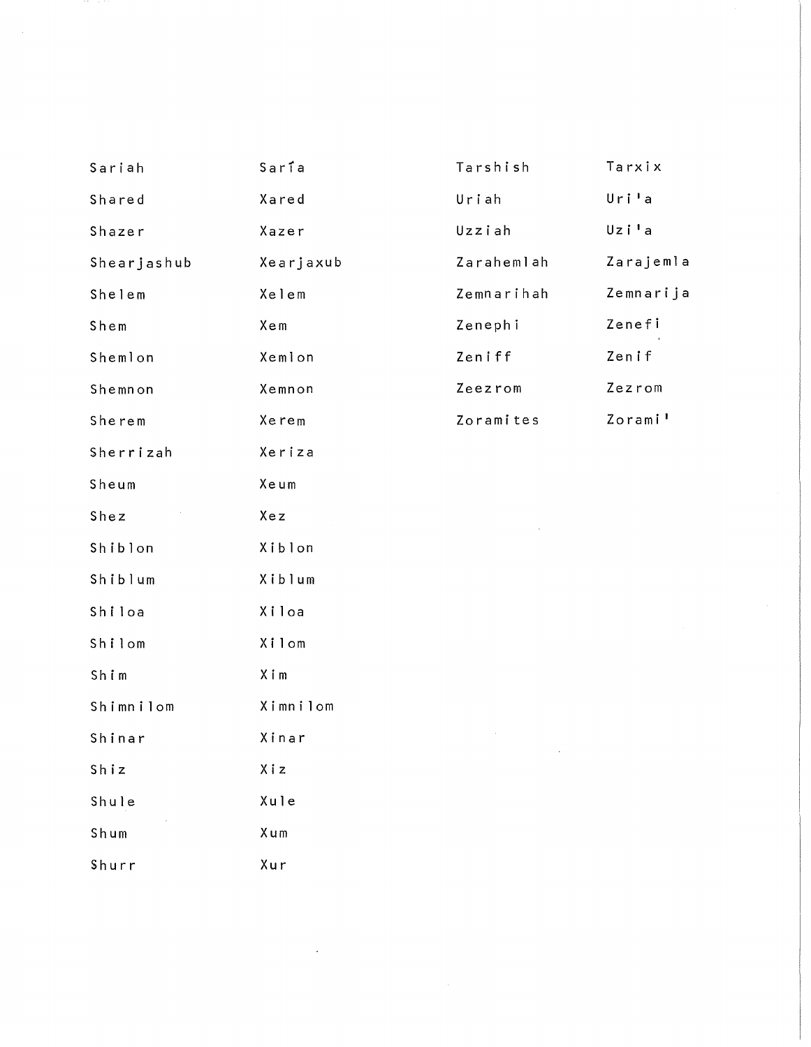| | |
|---|---|
| Sariah | Saría |
| Shared | Xared |
| Shazer | Xazer |
| Shearjashub | Xearjaxub |
| Shelem | Xelem |
| Shem | Xem |
| Shemlon | Xemlon |
| Shemnon | Xemnon |
| Sherem | Xerem |
| Sherrizah | Xeriza |
| Sheum | Xeum |
| Shez | Xez |
| Shiblon | Xiblon |
| Shiblum | Xiblum |
| Shiloa | Xiloa |
| Shilom | Xilom |
| Shim | Xim |
| Shimnilom | Ximnilom |
| Shinar | Xinar |
| Shiz | Xiz |
| Shule | Xule |
| Shum | Xum |
| Shurr | Xur |
| Tarshish | Tarxix |
| Uriah | Uri'a |
| Uzziah | Uzi'a |
| Zarahemlah | Zarajemla |
| Zemnarihah | Zemnarija |
| Zenephi | Zenefi |
| Zeniff | Zenif |
| Zeezrom | Zezrom |
| Zoramites | Zorami' |